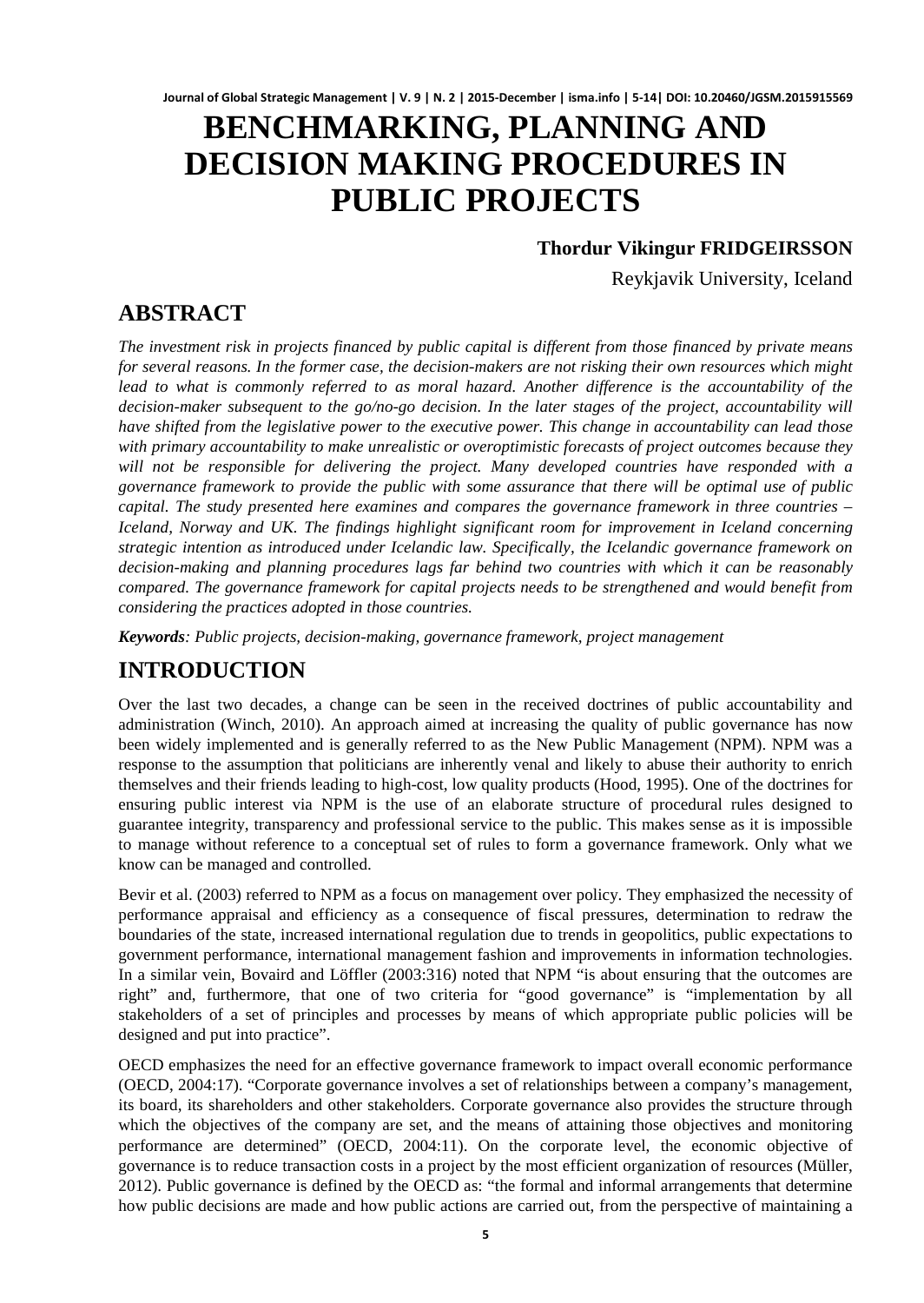# BENCHMARKING, PLANNING AND DECISION MAKING PROCEDURES IN PUBLIC PROJECTS

**Thordur Vikingur FRIDGEIRSSON**

Reykjavik University, Iceland

## ABSTRACT

*The investment risk in projects financed by public capital is different from those financed by private means for several reasons. In the former case, the decision-makers are not risking their own resources which might lead to what is commonly referred to as moral hazard. Another difference is the accountability of the decision-maker subsequent to the go/no-go decision. In the later stages of the project, accountability will have shifted from the legislative power to the executive power. This change in accountability can lead those with primary accountability to make unrealistic or overoptimistic forecasts of project outcomes because they will not be responsible for delivering the project. Many developed countries have responded with a governance framework to provide the public with some assurance that there will be optimal use of public capital. The study presented here examines and compares the governance framework in three countries – Iceland, Norway and UK. The findings highlight significant room for improvement in Iceland concerning strategic intention as introduced under Icelandic law. Specifically, the Icelandic governance framework on decision-making and planning procedures lags far behind two countries with which it can be reasonably compared. The governance framework for capital projects needs to be strengthened and would benefit from considering the practices adopted in those countries.*

***Keywords**: Public projects, decision-making, governance framework, project management*

## INTRODUCTION

Over the last two decades, a change can be seen in the received doctrines of public accountability and administration (Winch, 2010). An approach aimed at increasing the quality of public governance has now been widely implemented and is generally referred to as the New Public Management (NPM). NPM was a response to the assumption that politicians are inherently venal and likely to abuse their authority to enrich themselves and their friends leading to high-cost, low quality products (Hood, 1995). One of the doctrines for ensuring public interest via NPM is the use of an elaborate structure of procedural rules designed to guarantee integrity, transparency and professional service to the public. This makes sense as it is impossible to manage without reference to a conceptual set of rules to form a governance framework. Only what we know can be managed and controlled.

Bevir et al. (2003) referred to NPM as a focus on management over policy. They emphasized the necessity of performance appraisal and efficiency as a consequence of fiscal pressures, determination to redraw the boundaries of the state, increased international regulation due to trends in geopolitics, public expectations to government performance, international management fashion and improvements in information technologies. In a similar vein, Bovaird and Löffler (2003:316) noted that NPM "is about ensuring that the outcomes are right" and, furthermore, that one of two criteria for "good governance" is "implementation by all stakeholders of a set of principles and processes by means of which appropriate public policies will be designed and put into practice".

OECD emphasizes the need for an effective governance framework to impact overall economic performance (OECD, 2004:17). "Corporate governance involves a set of relationships between a company's management, its board, its shareholders and other stakeholders. Corporate governance also provides the structure through which the objectives of the company are set, and the means of attaining those objectives and monitoring performance are determined" (OECD, 2004:11). On the corporate level, the economic objective of governance is to reduce transaction costs in a project by the most efficient organization of resources (Müller, 2012). Public governance is defined by the OECD as: "the formal and informal arrangements that determine how public decisions are made and how public actions are carried out, from the perspective of maintaining a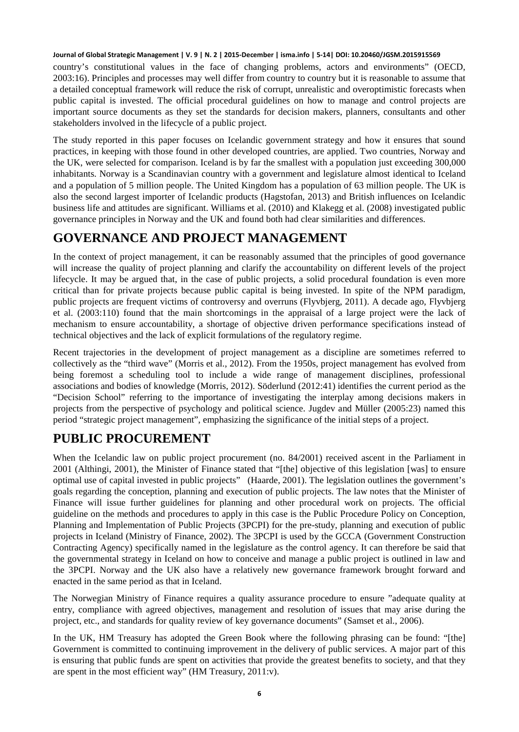country's constitutional values in the face of changing problems, actors and environments" (OECD, 2003:16). Principles and processes may well differ from country to country but it is reasonable to assume that a detailed conceptual framework will reduce the risk of corrupt, unrealistic and overoptimistic forecasts when public capital is invested. The official procedural guidelines on how to manage and control projects are important source documents as they set the standards for decision makers, planners, consultants and other stakeholders involved in the lifecycle of a public project.

The study reported in this paper focuses on Icelandic government strategy and how it ensures that sound practices, in keeping with those found in other developed countries, are applied. Two countries, Norway and the UK, were selected for comparison. Iceland is by far the smallest with a population just exceeding 300,000 inhabitants. Norway is a Scandinavian country with a government and legislature almost identical to Iceland and a population of 5 million people. The United Kingdom has a population of 63 million people. The UK is also the second largest importer of Icelandic products (Hagstofan, 2013) and British influences on Icelandic business life and attitudes are significant. Williams et al. (2010) and Klakegg et al. (2008) investigated public governance principles in Norway and the UK and found both had clear similarities and differences.

# GOVERNANCE AND PROJECT MANAGEMENT

In the context of project management, it can be reasonably assumed that the principles of good governance will increase the quality of project planning and clarify the accountability on different levels of the project lifecycle. It may be argued that, in the case of public projects, a solid procedural foundation is even more critical than for private projects because public capital is being invested. In spite of the NPM paradigm, public projects are frequent victims of controversy and overruns (Flyvbjerg, 2011). A decade ago, Flyvbjerg et al. (2003:110) found that the main shortcomings in the appraisal of a large project were the lack of mechanism to ensure accountability, a shortage of objective driven performance specifications instead of technical objectives and the lack of explicit formulations of the regulatory regime.

Recent trajectories in the development of project management as a discipline are sometimes referred to collectively as the "third wave" (Morris et al., 2012). From the 1950s, project management has evolved from being foremost a scheduling tool to include a wide range of management disciplines, professional associations and bodies of knowledge (Morris, 2012). Söderlund (2012:41) identifies the current period as the "Decision School" referring to the importance of investigating the interplay among decisions makers in projects from the perspective of psychology and political science. Jugdev and Müller (2005:23) named this period "strategic project management", emphasizing the significance of the initial steps of a project.

# PUBLIC PROCUREMENT

When the Icelandic law on public project procurement (no. 84/2001) received ascent in the Parliament in 2001 (Althingi, 2001), the Minister of Finance stated that "[the] objective of this legislation [was] to ensure optimal use of capital invested in public projects" (Haarde, 2001). The legislation outlines the government's goals regarding the conception, planning and execution of public projects. The law notes that the Minister of Finance will issue further guidelines for planning and other procedural work on projects. The official guideline on the methods and procedures to apply in this case is the Public Procedure Policy on Conception, Planning and Implementation of Public Projects (3PCPI) for the pre-study, planning and execution of public projects in Iceland (Ministry of Finance, 2002). The 3PCPI is used by the GCCA (Government Construction Contracting Agency) specifically named in the legislature as the control agency. It can therefore be said that the governmental strategy in Iceland on how to conceive and manage a public project is outlined in law and the 3PCPI. Norway and the UK also have a relatively new governance framework brought forward and enacted in the same period as that in Iceland.

The Norwegian Ministry of Finance requires a quality assurance procedure to ensure "adequate quality at entry, compliance with agreed objectives, management and resolution of issues that may arise during the project, etc., and standards for quality review of key governance documents" (Samset et al., 2006).

In the UK, HM Treasury has adopted the Green Book where the following phrasing can be found: "[the] Government is committed to continuing improvement in the delivery of public services. A major part of this is ensuring that public funds are spent on activities that provide the greatest benefits to society, and that they are spent in the most efficient way" (HM Treasury, 2011:v).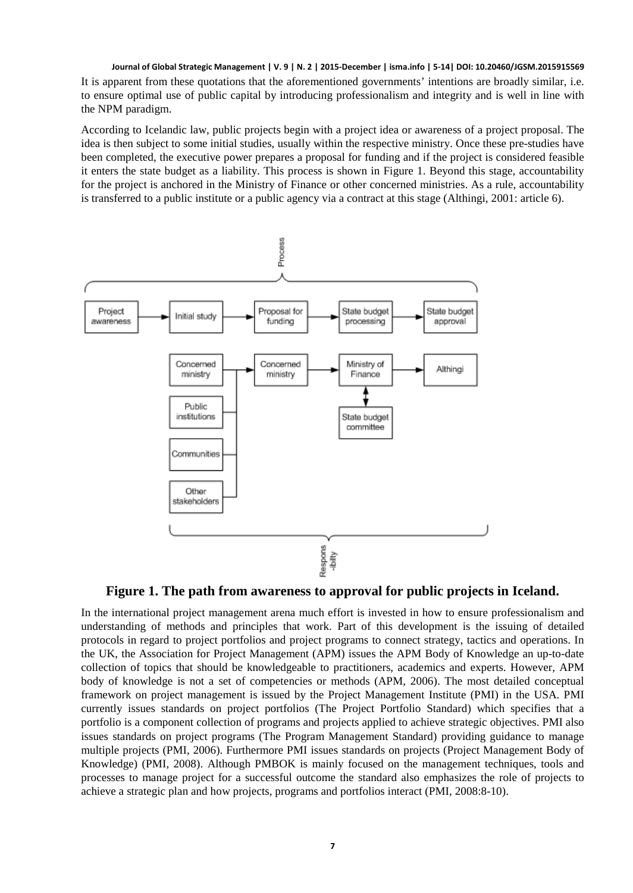It is apparent from these quotations that the aforementioned governments' intentions are broadly similar, i.e. to ensure optimal use of public capital by introducing professionalism and integrity and is well in line with the NPM paradigm.

According to Icelandic law, public projects begin with a project idea or awareness of a project proposal. The idea is then subject to some initial studies, usually within the respective ministry. Once these pre-studies have been completed, the executive power prepares a proposal for funding and if the project is considered feasible it enters the state budget as a liability. This process is shown in Figure 1. Beyond this stage, accountability for the project is anchored in the Ministry of Finance or other concerned ministries. As a rule, accountability is transferred to a public institute or a public agency via a contract at this stage (Althingi, 2001: article 6).

**Figure 1. The path from awareness to approval for public projects in Iceland.**

In the international project management arena much effort is invested in how to ensure professionalism and understanding of methods and principles that work. Part of this development is the issuing of detailed protocols in regard to project portfolios and project programs to connect strategy, tactics and operations. In the UK, the Association for Project Management (APM) issues the APM Body of Knowledge an up-to-date collection of topics that should be knowledgeable to practitioners, academics and experts. However, APM body of knowledge is not a set of competencies or methods (APM, 2006). The most detailed conceptual framework on project management is issued by the Project Management Institute (PMI) in the USA. PMI currently issues standards on project portfolios (The Project Portfolio Standard) which specifies that a portfolio is a component collection of programs and projects applied to achieve strategic objectives. PMI also issues standards on project programs (The Program Management Standard) providing guidance to manage multiple projects (PMI, 2006). Furthermore PMI issues standards on projects (Project Management Body of Knowledge) (PMI, 2008). Although PMBOK is mainly focused on the management techniques, tools and processes to manage project for a successful outcome the standard also emphasizes the role of projects to achieve a strategic plan and how projects, programs and portfolios interact (PMI, 2008:8-10).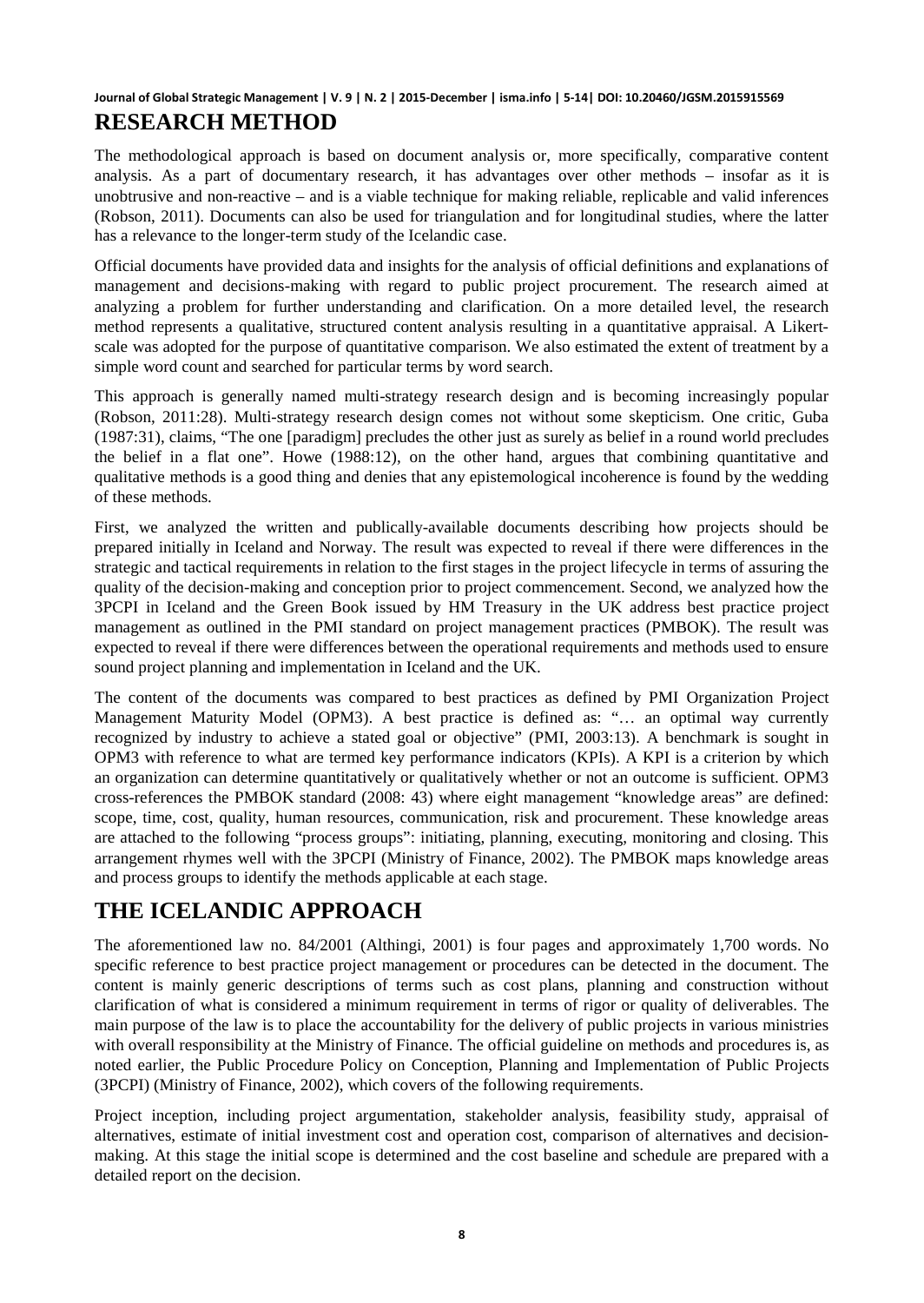## RESEARCH METHOD

The methodological approach is based on document analysis or, more specifically, comparative content analysis. As a part of documentary research, it has advantages over other methods – insofar as it is unobtrusive and non-reactive – and is a viable technique for making reliable, replicable and valid inferences (Robson, 2011). Documents can also be used for triangulation and for longitudinal studies, where the latter has a relevance to the longer-term study of the Icelandic case.

Official documents have provided data and insights for the analysis of official definitions and explanations of management and decisions-making with regard to public project procurement. The research aimed at analyzing a problem for further understanding and clarification. On a more detailed level, the research method represents a qualitative, structured content analysis resulting in a quantitative appraisal. A Likert-scale was adopted for the purpose of quantitative comparison. We also estimated the extent of treatment by a simple word count and searched for particular terms by word search.

This approach is generally named multi-strategy research design and is becoming increasingly popular (Robson, 2011:28). Multi-strategy research design comes not without some skepticism. One critic, Guba (1987:31), claims, "The one [paradigm] precludes the other just as surely as belief in a round world precludes the belief in a flat one". Howe (1988:12), on the other hand, argues that combining quantitative and qualitative methods is a good thing and denies that any epistemological incoherence is found by the wedding of these methods.

First, we analyzed the written and publically-available documents describing how projects should be prepared initially in Iceland and Norway. The result was expected to reveal if there were differences in the strategic and tactical requirements in relation to the first stages in the project lifecycle in terms of assuring the quality of the decision-making and conception prior to project commencement. Second, we analyzed how the 3PCPI in Iceland and the Green Book issued by HM Treasury in the UK address best practice project management as outlined in the PMI standard on project management practices (PMBOK). The result was expected to reveal if there were differences between the operational requirements and methods used to ensure sound project planning and implementation in Iceland and the UK.

The content of the documents was compared to best practices as defined by PMI Organization Project Management Maturity Model (OPM3). A best practice is defined as: "… an optimal way currently recognized by industry to achieve a stated goal or objective" (PMI, 2003:13). A benchmark is sought in OPM3 with reference to what are termed key performance indicators (KPIs). A KPI is a criterion by which an organization can determine quantitatively or qualitatively whether or not an outcome is sufficient. OPM3 cross-references the PMBOK standard (2008: 43) where eight management "knowledge areas" are defined: scope, time, cost, quality, human resources, communication, risk and procurement. These knowledge areas are attached to the following "process groups": initiating, planning, executing, monitoring and closing. This arrangement rhymes well with the 3PCPI (Ministry of Finance, 2002). The PMBOK maps knowledge areas and process groups to identify the methods applicable at each stage.

## THE ICELANDIC APPROACH

The aforementioned law no. 84/2001 (Althingi, 2001) is four pages and approximately 1,700 words. No specific reference to best practice project management or procedures can be detected in the document. The content is mainly generic descriptions of terms such as cost plans, planning and construction without clarification of what is considered a minimum requirement in terms of rigor or quality of deliverables. The main purpose of the law is to place the accountability for the delivery of public projects in various ministries with overall responsibility at the Ministry of Finance. The official guideline on methods and procedures is, as noted earlier, the Public Procedure Policy on Conception, Planning and Implementation of Public Projects (3PCPI) (Ministry of Finance, 2002), which covers of the following requirements.

Project inception, including project argumentation, stakeholder analysis, feasibility study, appraisal of alternatives, estimate of initial investment cost and operation cost, comparison of alternatives and decision-making. At this stage the initial scope is determined and the cost baseline and schedule are prepared with a detailed report on the decision.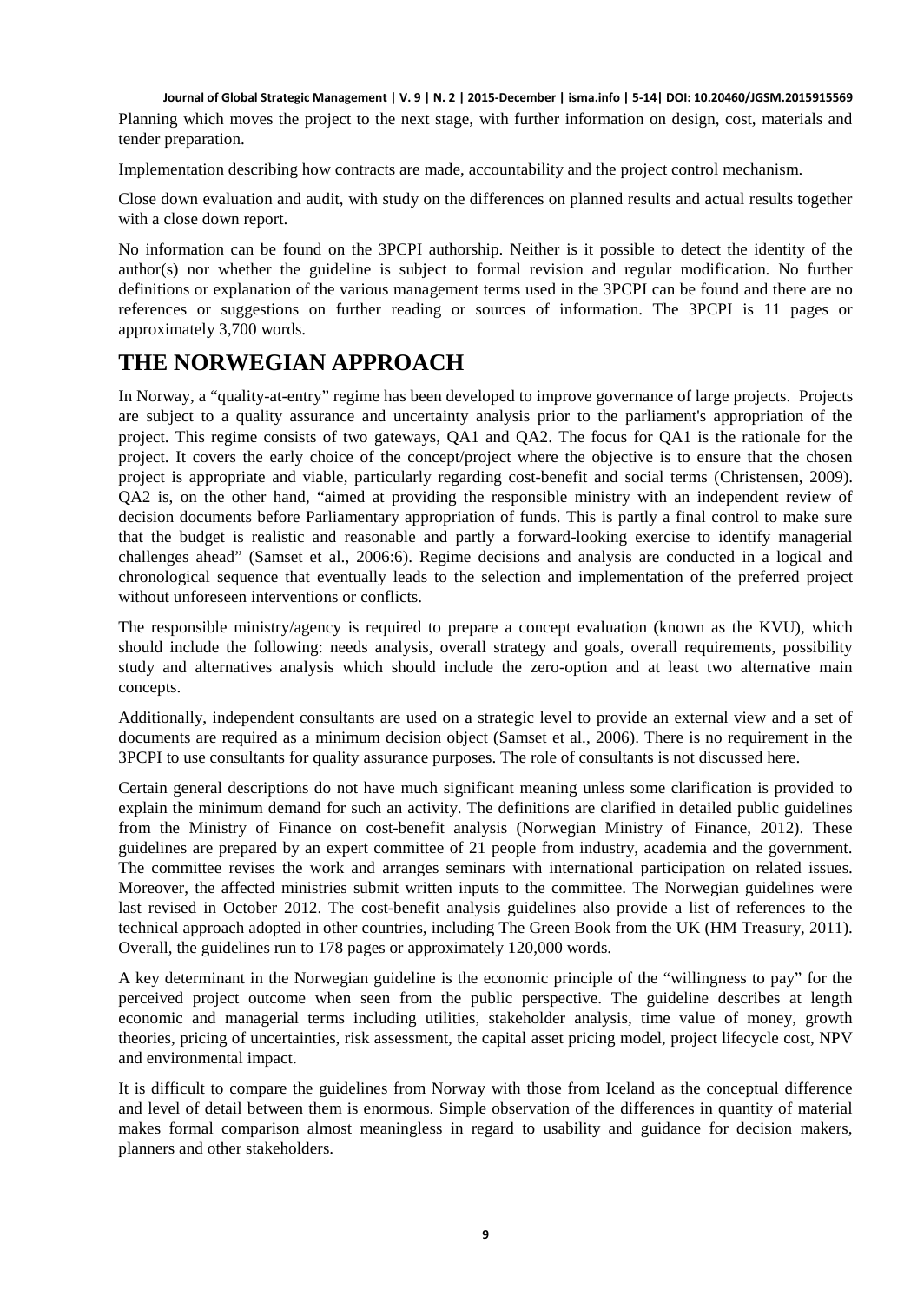Planning which moves the project to the next stage, with further information on design, cost, materials and tender preparation.

Implementation describing how contracts are made, accountability and the project control mechanism.

Close down evaluation and audit, with study on the differences on planned results and actual results together with a close down report.

No information can be found on the 3PCPI authorship. Neither is it possible to detect the identity of the author(s) nor whether the guideline is subject to formal revision and regular modification. No further definitions or explanation of the various management terms used in the 3PCPI can be found and there are no references or suggestions on further reading or sources of information. The 3PCPI is 11 pages or approximately 3,700 words.

# THE NORWEGIAN APPROACH

In Norway, a "quality-at-entry" regime has been developed to improve governance of large projects. Projects are subject to a quality assurance and uncertainty analysis prior to the parliament's appropriation of the project. This regime consists of two gateways, QA1 and QA2. The focus for QA1 is the rationale for the project. It covers the early choice of the concept/project where the objective is to ensure that the chosen project is appropriate and viable, particularly regarding cost-benefit and social terms (Christensen, 2009). QA2 is, on the other hand, "aimed at providing the responsible ministry with an independent review of decision documents before Parliamentary appropriation of funds. This is partly a final control to make sure that the budget is realistic and reasonable and partly a forward-looking exercise to identify managerial challenges ahead" (Samset et al., 2006:6). Regime decisions and analysis are conducted in a logical and chronological sequence that eventually leads to the selection and implementation of the preferred project without unforeseen interventions or conflicts.

The responsible ministry/agency is required to prepare a concept evaluation (known as the KVU), which should include the following: needs analysis, overall strategy and goals, overall requirements, possibility study and alternatives analysis which should include the zero-option and at least two alternative main concepts.

Additionally, independent consultants are used on a strategic level to provide an external view and a set of documents are required as a minimum decision object (Samset et al., 2006). There is no requirement in the 3PCPI to use consultants for quality assurance purposes. The role of consultants is not discussed here.

Certain general descriptions do not have much significant meaning unless some clarification is provided to explain the minimum demand for such an activity. The definitions are clarified in detailed public guidelines from the Ministry of Finance on cost-benefit analysis (Norwegian Ministry of Finance, 2012). These guidelines are prepared by an expert committee of 21 people from industry, academia and the government. The committee revises the work and arranges seminars with international participation on related issues. Moreover, the affected ministries submit written inputs to the committee. The Norwegian guidelines were last revised in October 2012. The cost-benefit analysis guidelines also provide a list of references to the technical approach adopted in other countries, including The Green Book from the UK (HM Treasury, 2011). Overall, the guidelines run to 178 pages or approximately 120,000 words.

A key determinant in the Norwegian guideline is the economic principle of the "willingness to pay" for the perceived project outcome when seen from the public perspective. The guideline describes at length economic and managerial terms including utilities, stakeholder analysis, time value of money, growth theories, pricing of uncertainties, risk assessment, the capital asset pricing model, project lifecycle cost, NPV and environmental impact.

It is difficult to compare the guidelines from Norway with those from Iceland as the conceptual difference and level of detail between them is enormous. Simple observation of the differences in quantity of material makes formal comparison almost meaningless in regard to usability and guidance for decision makers, planners and other stakeholders.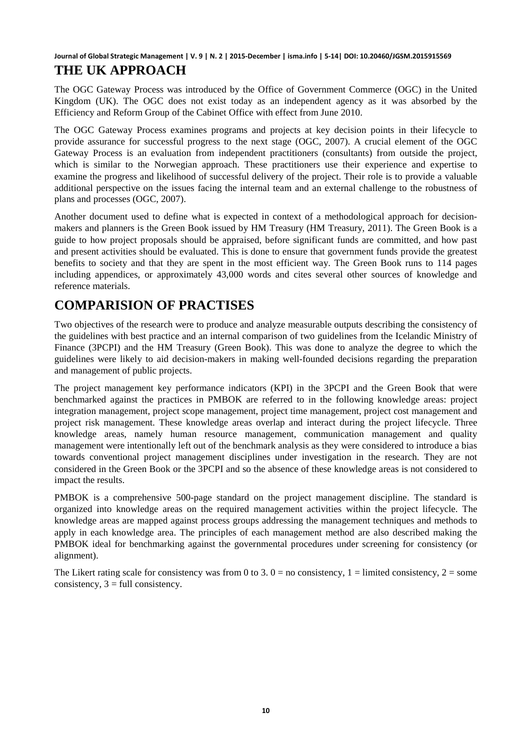## THE UK APPROACH

The OGC Gateway Process was introduced by the Office of Government Commerce (OGC) in the United Kingdom (UK). The OGC does not exist today as an independent agency as it was absorbed by the Efficiency and Reform Group of the Cabinet Office with effect from June 2010.

The OGC Gateway Process examines programs and projects at key decision points in their lifecycle to provide assurance for successful progress to the next stage (OGC, 2007). A crucial element of the OGC Gateway Process is an evaluation from independent practitioners (consultants) from outside the project, which is similar to the Norwegian approach. These practitioners use their experience and expertise to examine the progress and likelihood of successful delivery of the project. Their role is to provide a valuable additional perspective on the issues facing the internal team and an external challenge to the robustness of plans and processes (OGC, 2007).

Another document used to define what is expected in context of a methodological approach for decision-makers and planners is the Green Book issued by HM Treasury (HM Treasury, 2011). The Green Book is a guide to how project proposals should be appraised, before significant funds are committed, and how past and present activities should be evaluated. This is done to ensure that government funds provide the greatest benefits to society and that they are spent in the most efficient way. The Green Book runs to 114 pages including appendices, or approximately 43,000 words and cites several other sources of knowledge and reference materials.

## COMPARISION OF PRACTISES

Two objectives of the research were to produce and analyze measurable outputs describing the consistency of the guidelines with best practice and an internal comparison of two guidelines from the Icelandic Ministry of Finance (3PCPI) and the HM Treasury (Green Book). This was done to analyze the degree to which the guidelines were likely to aid decision-makers in making well-founded decisions regarding the preparation and management of public projects.

The project management key performance indicators (KPI) in the 3PCPI and the Green Book that were benchmarked against the practices in PMBOK are referred to in the following knowledge areas: project integration management, project scope management, project time management, project cost management and project risk management. These knowledge areas overlap and interact during the project lifecycle. Three knowledge areas, namely human resource management, communication management and quality management were intentionally left out of the benchmark analysis as they were considered to introduce a bias towards conventional project management disciplines under investigation in the research. They are not considered in the Green Book or the 3PCPI and so the absence of these knowledge areas is not considered to impact the results.

PMBOK is a comprehensive 500-page standard on the project management discipline. The standard is organized into knowledge areas on the required management activities within the project lifecycle. The knowledge areas are mapped against process groups addressing the management techniques and methods to apply in each knowledge area. The principles of each management method are also described making the PMBOK ideal for benchmarking against the governmental procedures under screening for consistency (or alignment).

The Likert rating scale for consistency was from 0 to 3. 0 = no consistency, 1 = limited consistency, 2 = some consistency, 3 = full consistency.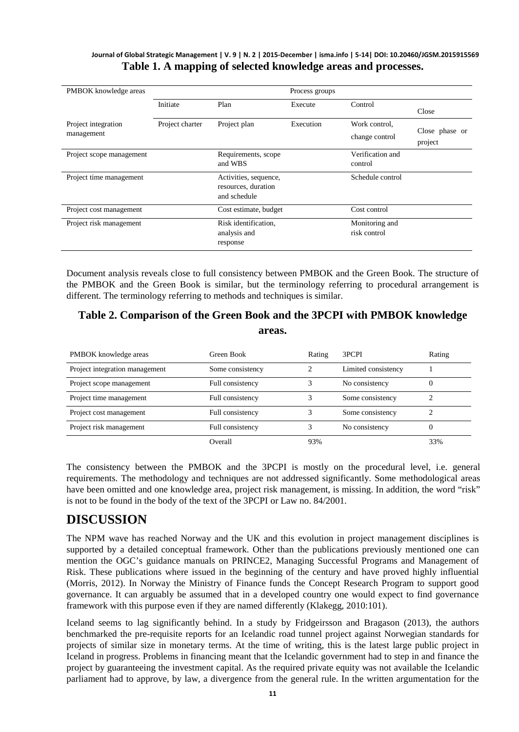**Table 1. A mapping of selected knowledge areas and processes.**

| PMBOK knowledge areas | Process groups | | | | |
|---|---|---|---|---|---|
| | Initiate | Plan | Execute | Control | Close |
| Project integration management | Project charter | Project plan | Execution | Work control, change control | Close phase or project |
| Project scope management | | Requirements, scope and WBS | | Verification and control | |
| Project time management | | Activities, sequence, resources, duration and schedule | | Schedule control | |
| Project cost management | | Cost estimate, budget | | Cost control | |
| Project risk management | | Risk identification, analysis and response | | Monitoring and risk control | |

Document analysis reveals close to full consistency between PMBOK and the Green Book. The structure of the PMBOK and the Green Book is similar, but the terminology referring to procedural arrangement is different. The terminology referring to methods and techniques is similar.

**Table 2. Comparison of the Green Book and the 3PCPI with PMBOK knowledge areas.**

| PMBOK knowledge areas | Green Book | Rating | 3PCPI | Rating |
|---|---|---|---|---|
| Project integration management | Some consistency | 2 | Limited consistency | 1 |
| Project scope management | Full consistency | 3 | No consistency | 0 |
| Project time management | Full consistency | 3 | Some consistency | 2 |
| Project cost management | Full consistency | 3 | Some consistency | 2 |
| Project risk management | Full consistency | 3 | No consistency | 0 |
| | Overall | 93% | | 33% |

The consistency between the PMBOK and the 3PCPI is mostly on the procedural level, i.e. general requirements. The methodology and techniques are not addressed significantly. Some methodological areas have been omitted and one knowledge area, project risk management, is missing. In addition, the word "risk" is not to be found in the body of the text of the 3PCPI or Law no. 84/2001.

## DISCUSSION

The NPM wave has reached Norway and the UK and this evolution in project management disciplines is supported by a detailed conceptual framework. Other than the publications previously mentioned one can mention the OGC's guidance manuals on PRINCE2, Managing Successful Programs and Management of Risk. These publications where issued in the beginning of the century and have proved highly influential (Morris, 2012). In Norway the Ministry of Finance funds the Concept Research Program to support good governance. It can arguably be assumed that in a developed country one would expect to find governance framework with this purpose even if they are named differently (Klakegg, 2010:101).

Iceland seems to lag significantly behind. In a study by Fridgeirsson and Bragason (2013), the authors benchmarked the pre-requisite reports for an Icelandic road tunnel project against Norwegian standards for projects of similar size in monetary terms. At the time of writing, this is the latest large public project in Iceland in progress. Problems in financing meant that the Icelandic government had to step in and finance the project by guaranteeing the investment capital. As the required private equity was not available the Icelandic parliament had to approve, by law, a divergence from the general rule. In the written argumentation for the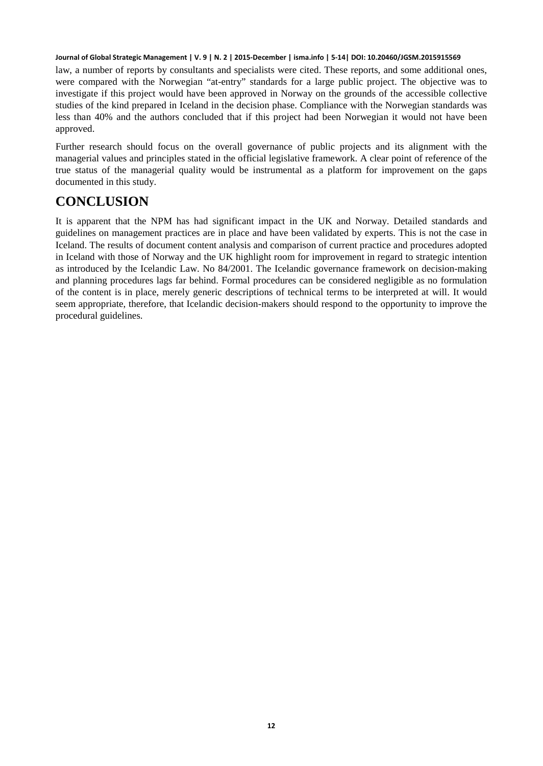law, a number of reports by consultants and specialists were cited. These reports, and some additional ones, were compared with the Norwegian "at-entry" standards for a large public project. The objective was to investigate if this project would have been approved in Norway on the grounds of the accessible collective studies of the kind prepared in Iceland in the decision phase. Compliance with the Norwegian standards was less than 40% and the authors concluded that if this project had been Norwegian it would not have been approved.

Further research should focus on the overall governance of public projects and its alignment with the managerial values and principles stated in the official legislative framework. A clear point of reference of the true status of the managerial quality would be instrumental as a platform for improvement on the gaps documented in this study.

# CONCLUSION

It is apparent that the NPM has had significant impact in the UK and Norway. Detailed standards and guidelines on management practices are in place and have been validated by experts. This is not the case in Iceland. The results of document content analysis and comparison of current practice and procedures adopted in Iceland with those of Norway and the UK highlight room for improvement in regard to strategic intention as introduced by the Icelandic Law. No 84/2001. The Icelandic governance framework on decision-making and planning procedures lags far behind. Formal procedures can be considered negligible as no formulation of the content is in place, merely generic descriptions of technical terms to be interpreted at will. It would seem appropriate, therefore, that Icelandic decision-makers should respond to the opportunity to improve the procedural guidelines.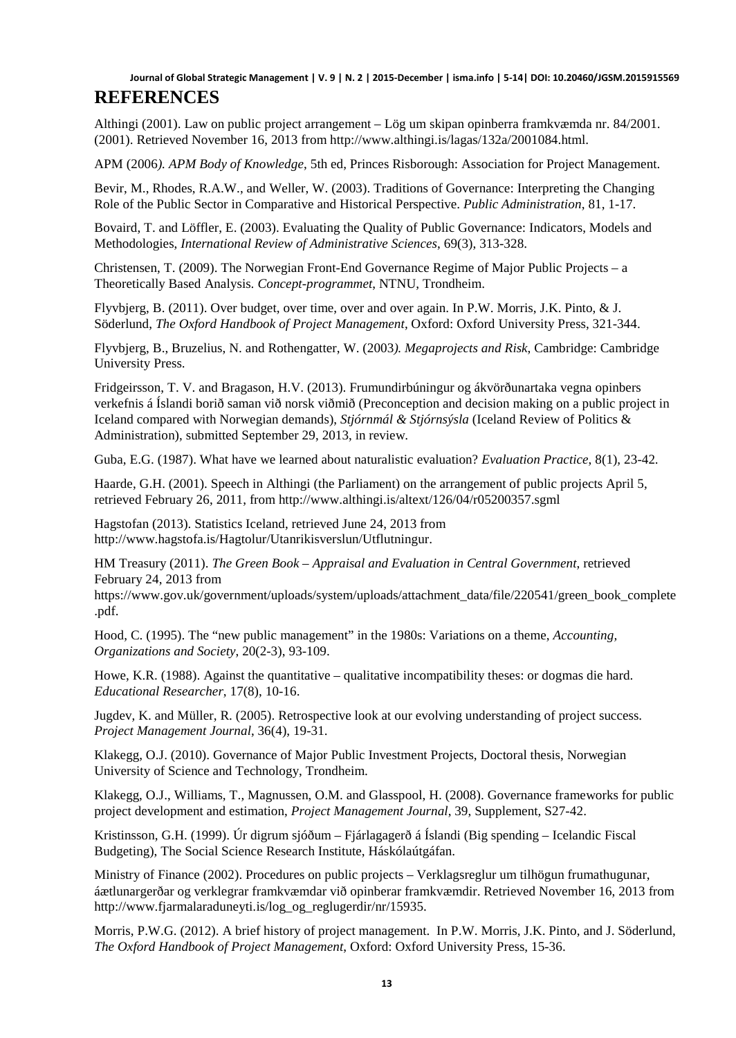## REFERENCES

Althingi (2001). Law on public project arrangement – Lög um skipan opinberra framkvæmda nr. 84/2001. (2001). Retrieved November 16, 2013 from http://www.althingi.is/lagas/132a/2001084.html.

APM (2006*). APM Body of Knowledge*, 5th ed, Princes Risborough: Association for Project Management.

Bevir, M., Rhodes, R.A.W., and Weller, W. (2003). Traditions of Governance: Interpreting the Changing Role of the Public Sector in Comparative and Historical Perspective. *Public Administration*, 81, 1-17.

Bovaird, T. and Löffler, E. (2003). Evaluating the Quality of Public Governance: Indicators, Models and Methodologies, *International Review of Administrative Sciences*, 69(3), 313-328.

Christensen, T. (2009). The Norwegian Front-End Governance Regime of Major Public Projects – a Theoretically Based Analysis. *Concept-programmet*, NTNU, Trondheim.

Flyvbjerg, B. (2011). Over budget, over time, over and over again. In P.W. Morris, J.K. Pinto, & J. Söderlund, *The Oxford Handbook of Project Management*, Oxford: Oxford University Press, 321-344.

Flyvbjerg, B., Bruzelius, N. and Rothengatter, W. (2003*). Megaprojects and Risk*, Cambridge: Cambridge University Press.

Fridgeirsson, T. V. and Bragason, H.V. (2013). Frumundirbúningur og ákvörðunartaka vegna opinbers verkefnis á Íslandi borið saman við norsk viðmið (Preconception and decision making on a public project in Iceland compared with Norwegian demands), *Stjórnmál & Stjórnsýsla* (Iceland Review of Politics & Administration), submitted September 29, 2013, in review.

Guba, E.G. (1987). What have we learned about naturalistic evaluation? *Evaluation Practice*, 8(1), 23-42.

Haarde, G.H. (2001). Speech in Althingi (the Parliament) on the arrangement of public projects April 5, retrieved February 26, 2011, from http://www.althingi.is/altext/126/04/r05200357.sgml

Hagstofan (2013). Statistics Iceland, retrieved June 24, 2013 from http://www.hagstofa.is/Hagtolur/Utanrikisverslun/Utflutningur.

HM Treasury (2011). *The Green Book – Appraisal and Evaluation in Central Government*, retrieved February 24, 2013 from https://www.gov.uk/government/uploads/system/uploads/attachment_data/file/220541/green_book_complete.pdf.

Hood, C. (1995). The "new public management" in the 1980s: Variations on a theme, *Accounting, Organizations and Society*, 20(2-3), 93-109.

Howe, K.R. (1988). Against the quantitative – qualitative incompatibility theses: or dogmas die hard. *Educational Researcher*, 17(8), 10-16.

Jugdev, K. and Müller, R. (2005). Retrospective look at our evolving understanding of project success. *Project Management Journal*, 36(4), 19-31.

Klakegg, O.J. (2010). Governance of Major Public Investment Projects, Doctoral thesis, Norwegian University of Science and Technology, Trondheim.

Klakegg, O.J., Williams, T., Magnussen, O.M. and Glasspool, H. (2008). Governance frameworks for public project development and estimation, *Project Management Journal*, 39, Supplement, S27-42.

Kristinsson, G.H. (1999). Úr digrum sjóðum – Fjárlagagerð á Íslandi (Big spending – Icelandic Fiscal Budgeting), The Social Science Research Institute, Háskólaútgáfan.

Ministry of Finance (2002). Procedures on public projects – Verklagsreglur um tilhögun frumathugunar, áætlunargerðar og verklegrar framkvæmdar við opinberar framkvæmdir. Retrieved November 16, 2013 from http://www.fjarmalaraduneyti.is/log_og_reglugerdir/nr/15935.

Morris, P.W.G. (2012). A brief history of project management. In P.W. Morris, J.K. Pinto, and J. Söderlund, *The Oxford Handbook of Project Management*, Oxford: Oxford University Press, 15-36.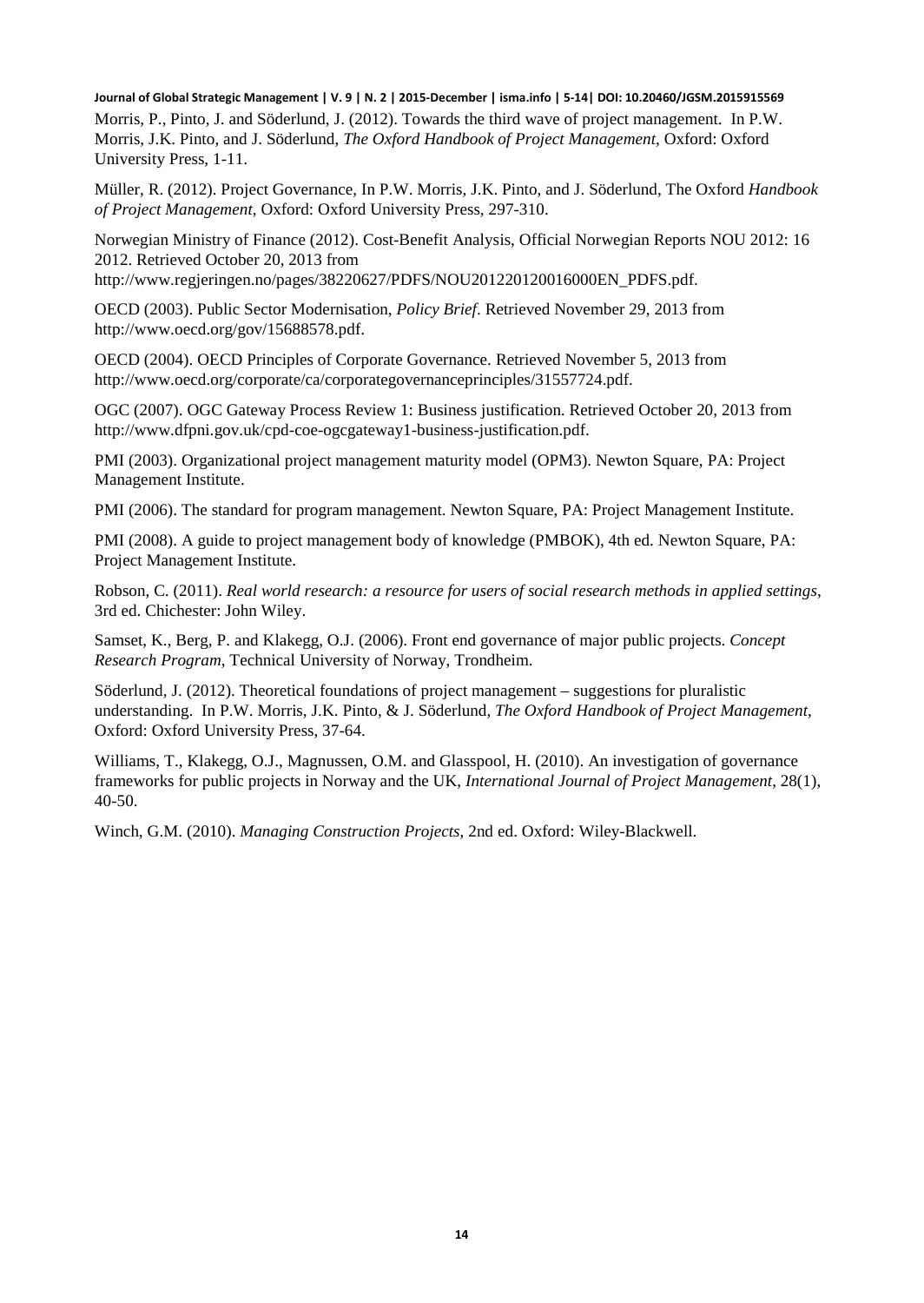Morris, P., Pinto, J. and Söderlund, J. (2012). Towards the third wave of project management. In P.W. Morris, J.K. Pinto, and J. Söderlund, *The Oxford Handbook of Project Management*, Oxford: Oxford University Press, 1-11.

Müller, R. (2012). Project Governance, In P.W. Morris, J.K. Pinto, and J. Söderlund, The Oxford *Handbook of Project Management*, Oxford: Oxford University Press, 297-310.

Norwegian Ministry of Finance (2012). Cost-Benefit Analysis, Official Norwegian Reports NOU 2012: 16 2012. Retrieved October 20, 2013 from http://www.regjeringen.no/pages/38220627/PDFS/NOU201220120016000EN_PDFS.pdf.

OECD (2003). Public Sector Modernisation, *Policy Brief*. Retrieved November 29, 2013 from http://www.oecd.org/gov/15688578.pdf.

OECD (2004). OECD Principles of Corporate Governance. Retrieved November 5, 2013 from http://www.oecd.org/corporate/ca/corporategovernanceprinciples/31557724.pdf.

OGC (2007). OGC Gateway Process Review 1: Business justification. Retrieved October 20, 2013 from http://www.dfpni.gov.uk/cpd-coe-ogcgateway1-business-justification.pdf.

PMI (2003). Organizational project management maturity model (OPM3). Newton Square, PA: Project Management Institute.

PMI (2006). The standard for program management. Newton Square, PA: Project Management Institute.

PMI (2008). A guide to project management body of knowledge (PMBOK), 4th ed. Newton Square, PA: Project Management Institute.

Robson, C. (2011). *Real world research: a resource for users of social research methods in applied settings*, 3rd ed. Chichester: John Wiley.

Samset, K., Berg, P. and Klakegg, O.J. (2006). Front end governance of major public projects. *Concept Research Program*, Technical University of Norway, Trondheim.

Söderlund, J. (2012). Theoretical foundations of project management – suggestions for pluralistic understanding. In P.W. Morris, J.K. Pinto, & J. Söderlund, *The Oxford Handbook of Project Management*, Oxford: Oxford University Press, 37-64.

Williams, T., Klakegg, O.J., Magnussen, O.M. and Glasspool, H. (2010). An investigation of governance frameworks for public projects in Norway and the UK, *International Journal of Project Management*, 28(1), 40-50.

Winch, G.M. (2010). *Managing Construction Projects*, 2nd ed. Oxford: Wiley-Blackwell.